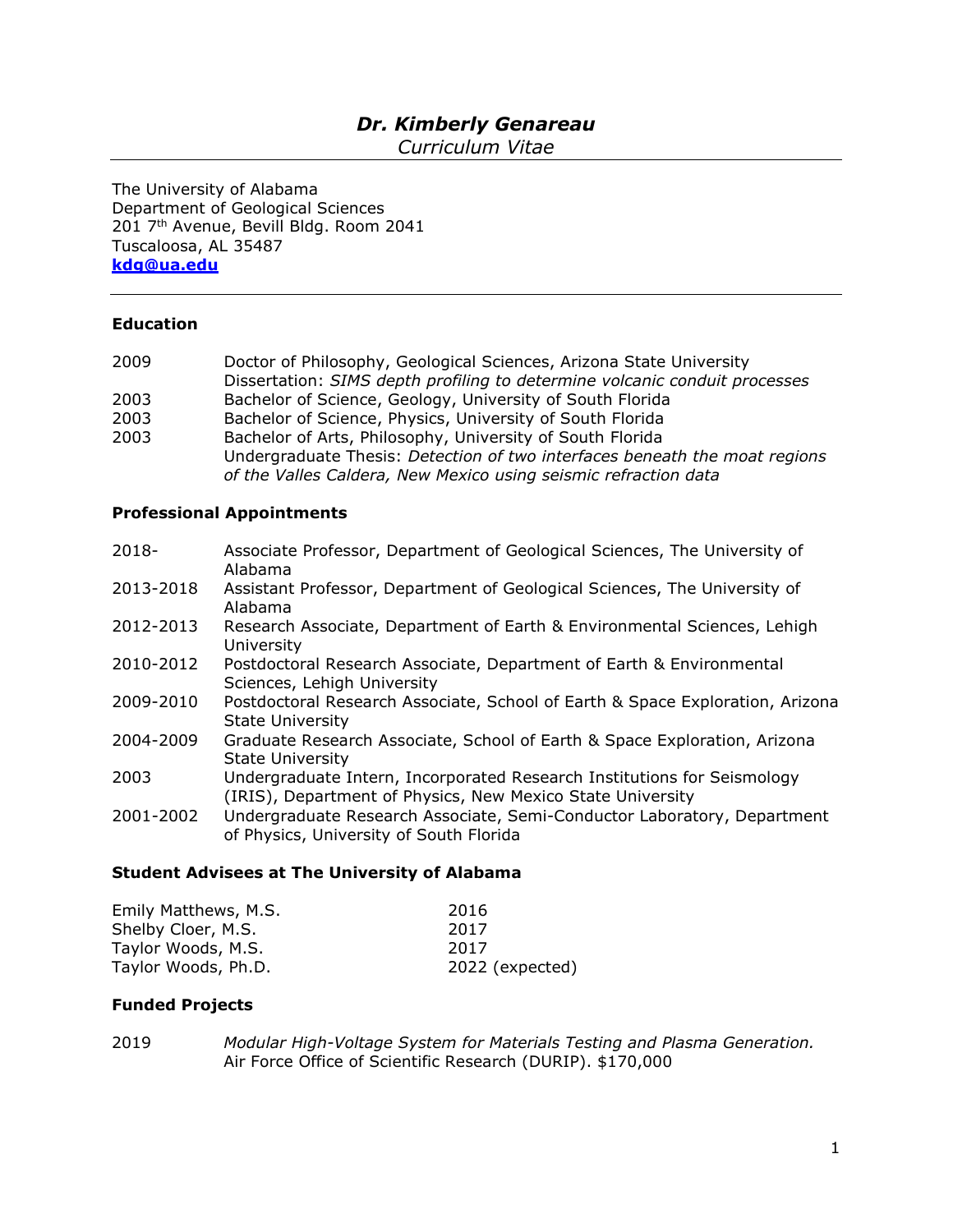# *Dr. Kimberly Genareau*

*Curriculum Vitae*

The University of Alabama
Department of Geological Sciences
201 7th Avenue, Bevill Bldg. Room 2041
Tuscaloosa, AL 35487
**kdg@ua.edu**

---

### Education

| | |
|---|---|
| 2009 | Doctor of Philosophy, Geological Sciences, Arizona State University<br>Dissertation: *SIMS depth profiling to determine volcanic conduit processes* |
| 2003 | Bachelor of Science, Geology, University of South Florida |
| 2003 | Bachelor of Science, Physics, University of South Florida |
| 2003 | Bachelor of Arts, Philosophy, University of South Florida<br>Undergraduate Thesis: *Detection of two interfaces beneath the moat regions of the Valles Caldera, New Mexico using seismic refraction data* |

### Professional Appointments

| | |
|---|---|
| 2018- | Associate Professor, Department of Geological Sciences, The University of Alabama |
| 2013-2018 | Assistant Professor, Department of Geological Sciences, The University of Alabama |
| 2012-2013 | Research Associate, Department of Earth & Environmental Sciences, Lehigh University |
| 2010-2012 | Postdoctoral Research Associate, Department of Earth & Environmental Sciences, Lehigh University |
| 2009-2010 | Postdoctoral Research Associate, School of Earth & Space Exploration, Arizona State University |
| 2004-2009 | Graduate Research Associate, School of Earth & Space Exploration, Arizona State University |
| 2003 | Undergraduate Intern, Incorporated Research Institutions for Seismology (IRIS), Department of Physics, New Mexico State University |
| 2001-2002 | Undergraduate Research Associate, Semi-Conductor Laboratory, Department of Physics, University of South Florida |

### Student Advisees at The University of Alabama

| | |
|---|---|
| Emily Matthews, M.S. | 2016 |
| Shelby Cloer, M.S. | 2017 |
| Taylor Woods, M.S. | 2017 |
| Taylor Woods, Ph.D. | 2022 (expected) |

### Funded Projects

| | |
|---|---|
| 2019 | *Modular High-Voltage System for Materials Testing and Plasma Generation.*<br>Air Force Office of Scientific Research (DURIP). $170,000 |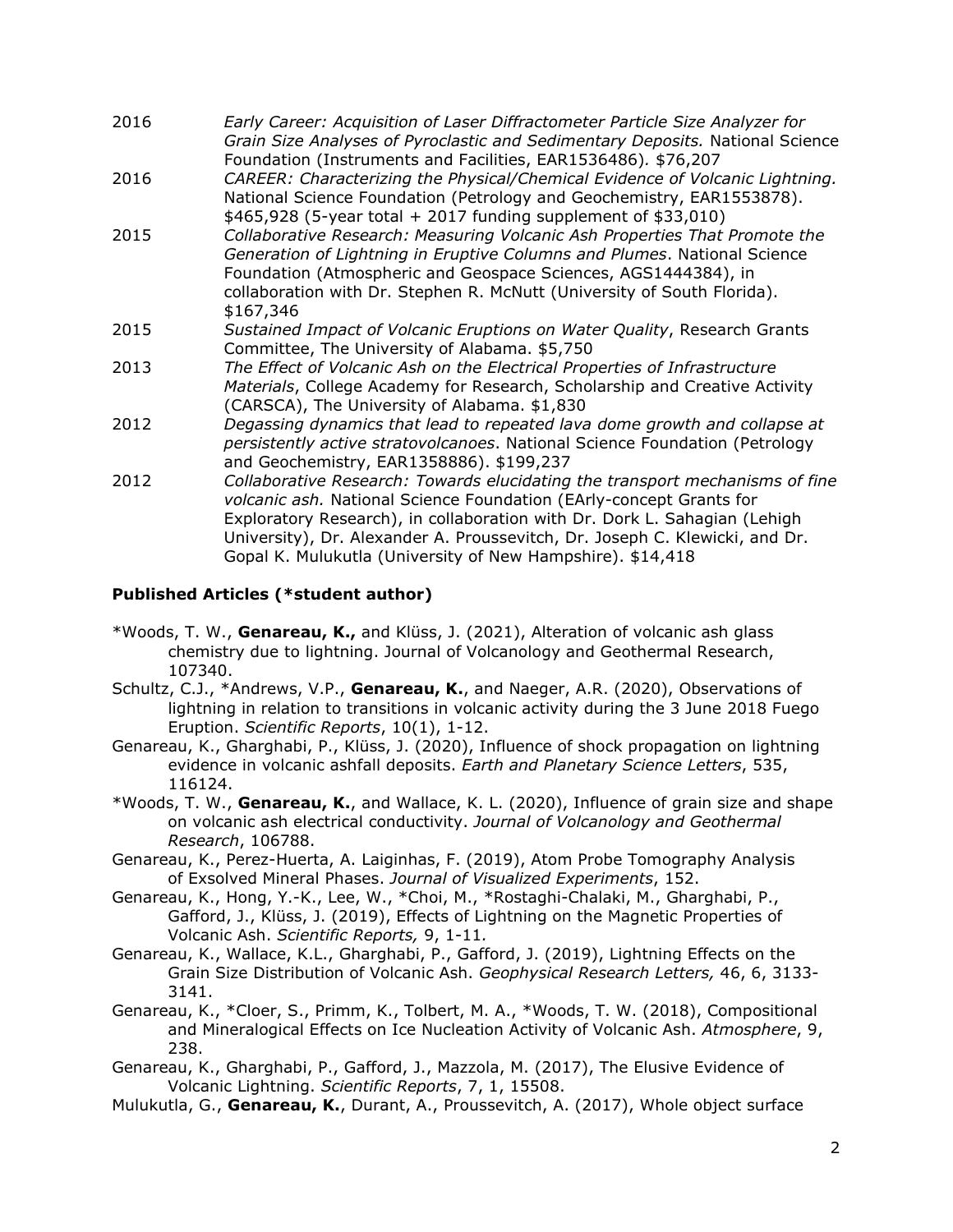2016 *Early Career: Acquisition of Laser Diffractometer Particle Size Analyzer for Grain Size Analyses of Pyroclastic and Sedimentary Deposits.* National Science Foundation (Instruments and Facilities, EAR1536486). $76,207

2016 *CAREER: Characterizing the Physical/Chemical Evidence of Volcanic Lightning.* National Science Foundation (Petrology and Geochemistry, EAR1553878). $465,928 (5-year total + 2017 funding supplement of $33,010)

2015 *Collaborative Research: Measuring Volcanic Ash Properties That Promote the Generation of Lightning in Eruptive Columns and Plumes*. National Science Foundation (Atmospheric and Geospace Sciences, AGS1444384), in collaboration with Dr. Stephen R. McNutt (University of South Florida). $167,346

2015 *Sustained Impact of Volcanic Eruptions on Water Quality*, Research Grants Committee, The University of Alabama. $5,750

2013 *The Effect of Volcanic Ash on the Electrical Properties of Infrastructure Materials*, College Academy for Research, Scholarship and Creative Activity (CARSCA), The University of Alabama. $1,830

2012 *Degassing dynamics that lead to repeated lava dome growth and collapse at persistently active stratovolcanoes*. National Science Foundation (Petrology and Geochemistry, EAR1358886). $199,237

2012 *Collaborative Research: Towards elucidating the transport mechanisms of fine volcanic ash.* National Science Foundation (EArly-concept Grants for Exploratory Research), in collaboration with Dr. Dork L. Sahagian (Lehigh University), Dr. Alexander A. Proussevitch, Dr. Joseph C. Klewicki, and Dr. Gopal K. Mulukutla (University of New Hampshire). $14,418

### Published Articles (*student author)

*Woods, T. W., **Genareau, K.,** and Klüss, J. (2021), Alteration of volcanic ash glass chemistry due to lightning. Journal of Volcanology and Geothermal Research, 107340.

Schultz, C.J., *Andrews, V.P., **Genareau, K.**, and Naeger, A.R. (2020), Observations of lightning in relation to transitions in volcanic activity during the 3 June 2018 Fuego Eruption. *Scientific Reports*, 10(1), 1-12.

Genareau, K., Gharghabi, P., Klüss, J. (2020), Influence of shock propagation on lightning evidence in volcanic ashfall deposits. *Earth and Planetary Science Letters*, 535, 116124.

*Woods, T. W., **Genareau, K.**, and Wallace, K. L. (2020), Influence of grain size and shape on volcanic ash electrical conductivity. *Journal of Volcanology and Geothermal Research*, 106788.

Genareau, K., Perez-Huerta, A. Laiginhas, F. (2019), Atom Probe Tomography Analysis of Exsolved Mineral Phases. *Journal of Visualized Experiments*, 152.

Genareau, K., Hong, Y.-K., Lee, W., *Choi, M., *Rostaghi-Chalaki, M., Gharghabi, P., Gafford, J., Klüss, J. (2019), Effects of Lightning on the Magnetic Properties of Volcanic Ash. *Scientific Reports,* 9, 1-11.

Genareau, K., Wallace, K.L., Gharghabi, P., Gafford, J. (2019), Lightning Effects on the Grain Size Distribution of Volcanic Ash. *Geophysical Research Letters,* 46, 6, 3133-3141.

Genareau, K., *Cloer, S., Primm, K., Tolbert, M. A., *Woods, T. W. (2018), Compositional and Mineralogical Effects on Ice Nucleation Activity of Volcanic Ash. *Atmosphere*, 9, 238.

Genareau, K., Gharghabi, P., Gafford, J., Mazzola, M. (2017), The Elusive Evidence of Volcanic Lightning. *Scientific Reports*, 7, 1, 15508.

Mulukutla, G., **Genareau, K.**, Durant, A., Proussevitch, A. (2017), Whole object surface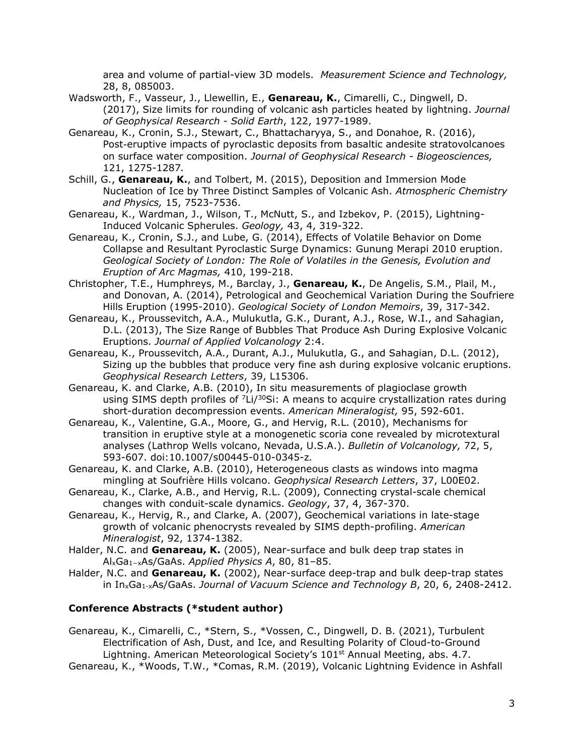area and volume of partial-view 3D models. *Measurement Science and Technology,* 28, 8, 085003.

Wadsworth, F., Vasseur, J., Llewellin, E., **Genareau, K.**, Cimarelli, C., Dingwell, D. (2017), Size limits for rounding of volcanic ash particles heated by lightning. *Journal of Geophysical Research - Solid Earth*, 122, 1977-1989.

Genareau, K., Cronin, S.J., Stewart, C., Bhattacharyya, S., and Donahoe, R. (2016), Post-eruptive impacts of pyroclastic deposits from basaltic andesite stratovolcanoes on surface water composition. *Journal of Geophysical Research - Biogeosciences,* 121, 1275-1287.

Schill, G., **Genareau, K.**, and Tolbert, M. (2015), Deposition and Immersion Mode Nucleation of Ice by Three Distinct Samples of Volcanic Ash. *Atmospheric Chemistry and Physics,* 15, 7523-7536.

Genareau, K., Wardman, J., Wilson, T., McNutt, S., and Izbekov, P. (2015), Lightning-Induced Volcanic Spherules. *Geology,* 43, 4, 319-322.

Genareau, K., Cronin, S.J., and Lube, G. (2014), Effects of Volatile Behavior on Dome Collapse and Resultant Pyroclastic Surge Dynamics: Gunung Merapi 2010 eruption. *Geological Society of London: The Role of Volatiles in the Genesis, Evolution and Eruption of Arc Magmas,* 410, 199-218.

Christopher, T.E., Humphreys, M., Barclay, J., **Genareau, K.**, De Angelis, S.M., Plail, M., and Donovan, A. (2014), Petrological and Geochemical Variation During the Soufriere Hills Eruption (1995-2010). *Geological Society of London Memoirs*, 39, 317-342.

Genareau, K., Proussevitch, A.A., Mulukutla, G.K., Durant, A.J., Rose, W.I., and Sahagian, D.L. (2013), The Size Range of Bubbles That Produce Ash During Explosive Volcanic Eruptions. *Journal of Applied Volcanology* 2:4.

Genareau, K., Proussevitch, A.A., Durant, A.J., Mulukutla, G., and Sahagian, D.L. (2012), Sizing up the bubbles that produce very fine ash during explosive volcanic eruptions. *Geophysical Research Letters*, 39, L15306.

Genareau, K. and Clarke, A.B. (2010), In situ measurements of plagioclase growth using SIMS depth profiles of $^{7}Li/^{30}Si$: A means to acquire crystallization rates during short-duration decompression events. *American Mineralogist,* 95, 592-601.

Genareau, K., Valentine, G.A., Moore, G., and Hervig, R.L. (2010), Mechanisms for transition in eruptive style at a monogenetic scoria cone revealed by microtextural analyses (Lathrop Wells volcano, Nevada, U.S.A.). *Bulletin of Volcanology,* 72, 5, 593-607. doi:10.1007/s00445-010-0345-z.

Genareau, K. and Clarke, A.B. (2010), Heterogeneous clasts as windows into magma mingling at Soufrière Hills volcano. *Geophysical Research Letters*, 37, L00E02.

Genareau, K., Clarke, A.B., and Hervig, R.L. (2009), Connecting crystal-scale chemical changes with conduit-scale dynamics. *Geology*, 37, 4, 367-370.

Genareau, K., Hervig, R., and Clarke, A. (2007), Geochemical variations in late-stage growth of volcanic phenocrysts revealed by SIMS depth-profiling. *American Mineralogist*, 92, 1374-1382.

Halder, N.C. and **Genareau, K.** (2005), Near-surface and bulk deep trap states in $Al_xGa_{1-x}As$/GaAs. *Applied Physics A*, 80, 81–85.

Halder, N.C. and **Genareau, K.** (2002), Near-surface deep-trap and bulk deep-trap states in $In_xGa_{1-x}As$/GaAs. *Journal of Vacuum Science and Technology B*, 20, 6, 2408-2412.

**Conference Abstracts (*student author)**

Genareau, K., Cimarelli, C., *Stern, S., *Vossen, C., Dingwell, D. B. (2021), Turbulent Electrification of Ash, Dust, and Ice, and Resulting Polarity of Cloud-to-Ground Lightning. American Meteorological Society's 101st Annual Meeting, abs. 4.7.

Genareau, K., *Woods, T.W., *Comas, R.M. (2019), Volcanic Lightning Evidence in Ashfall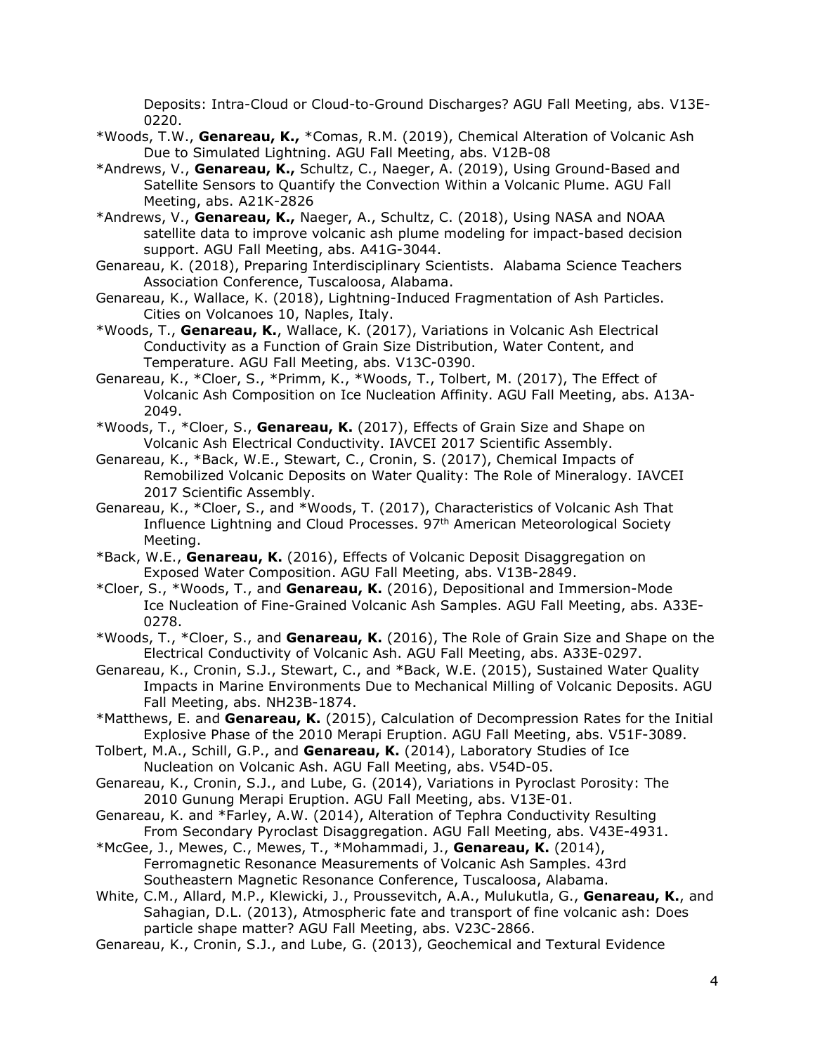Deposits: Intra-Cloud or Cloud-to-Ground Discharges? AGU Fall Meeting, abs. V13E-0220.

*Woods, T.W., **Genareau, K.,** *Comas, R.M. (2019), Chemical Alteration of Volcanic Ash Due to Simulated Lightning. AGU Fall Meeting, abs. V12B-08

*Andrews, V., **Genareau, K.,** Schultz, C., Naeger, A. (2019), Using Ground-Based and Satellite Sensors to Quantify the Convection Within a Volcanic Plume. AGU Fall Meeting, abs. A21K-2826

*Andrews, V., **Genareau, K.,** Naeger, A., Schultz, C. (2018), Using NASA and NOAA satellite data to improve volcanic ash plume modeling for impact-based decision support. AGU Fall Meeting, abs. A41G-3044.

Genareau, K. (2018), Preparing Interdisciplinary Scientists. Alabama Science Teachers Association Conference, Tuscaloosa, Alabama.

Genareau, K., Wallace, K. (2018), Lightning-Induced Fragmentation of Ash Particles. Cities on Volcanoes 10, Naples, Italy.

*Woods, T., **Genareau, K.**, Wallace, K. (2017), Variations in Volcanic Ash Electrical Conductivity as a Function of Grain Size Distribution, Water Content, and Temperature. AGU Fall Meeting, abs. V13C-0390.

Genareau, K., *Cloer, S., *Primm, K., *Woods, T., Tolbert, M. (2017), The Effect of Volcanic Ash Composition on Ice Nucleation Affinity. AGU Fall Meeting, abs. A13A-2049.

*Woods, T., *Cloer, S., **Genareau, K.** (2017), Effects of Grain Size and Shape on Volcanic Ash Electrical Conductivity. IAVCEI 2017 Scientific Assembly.

Genareau, K., *Back, W.E., Stewart, C., Cronin, S. (2017), Chemical Impacts of Remobilized Volcanic Deposits on Water Quality: The Role of Mineralogy. IAVCEI 2017 Scientific Assembly.

Genareau, K., *Cloer, S., and *Woods, T. (2017), Characteristics of Volcanic Ash That Influence Lightning and Cloud Processes. 97th American Meteorological Society Meeting.

*Back, W.E., **Genareau, K.** (2016), Effects of Volcanic Deposit Disaggregation on Exposed Water Composition. AGU Fall Meeting, abs. V13B-2849.

*Cloer, S., *Woods, T., and **Genareau, K.** (2016), Depositional and Immersion-Mode Ice Nucleation of Fine-Grained Volcanic Ash Samples. AGU Fall Meeting, abs. A33E-0278.

*Woods, T., *Cloer, S., and **Genareau, K.** (2016), The Role of Grain Size and Shape on the Electrical Conductivity of Volcanic Ash. AGU Fall Meeting, abs. A33E-0297.

Genareau, K., Cronin, S.J., Stewart, C., and *Back, W.E. (2015), Sustained Water Quality Impacts in Marine Environments Due to Mechanical Milling of Volcanic Deposits. AGU Fall Meeting, abs. NH23B-1874.

*Matthews, E. and **Genareau, K.** (2015), Calculation of Decompression Rates for the Initial Explosive Phase of the 2010 Merapi Eruption. AGU Fall Meeting, abs. V51F-3089.

Tolbert, M.A., Schill, G.P., and **Genareau, K.** (2014), Laboratory Studies of Ice Nucleation on Volcanic Ash. AGU Fall Meeting, abs. V54D-05.

Genareau, K., Cronin, S.J., and Lube, G. (2014), Variations in Pyroclast Porosity: The 2010 Gunung Merapi Eruption. AGU Fall Meeting, abs. V13E-01.

Genareau, K. and *Farley, A.W. (2014), Alteration of Tephra Conductivity Resulting From Secondary Pyroclast Disaggregation. AGU Fall Meeting, abs. V43E-4931.

*McGee, J., Mewes, C., Mewes, T., *Mohammadi, J., **Genareau, K.** (2014), Ferromagnetic Resonance Measurements of Volcanic Ash Samples. 43rd Southeastern Magnetic Resonance Conference, Tuscaloosa, Alabama.

White, C.M., Allard, M.P., Klewicki, J., Proussevitch, A.A., Mulukutla, G., **Genareau, K.**, and Sahagian, D.L. (2013), Atmospheric fate and transport of fine volcanic ash: Does particle shape matter? AGU Fall Meeting, abs. V23C-2866.

Genareau, K., Cronin, S.J., and Lube, G. (2013), Geochemical and Textural Evidence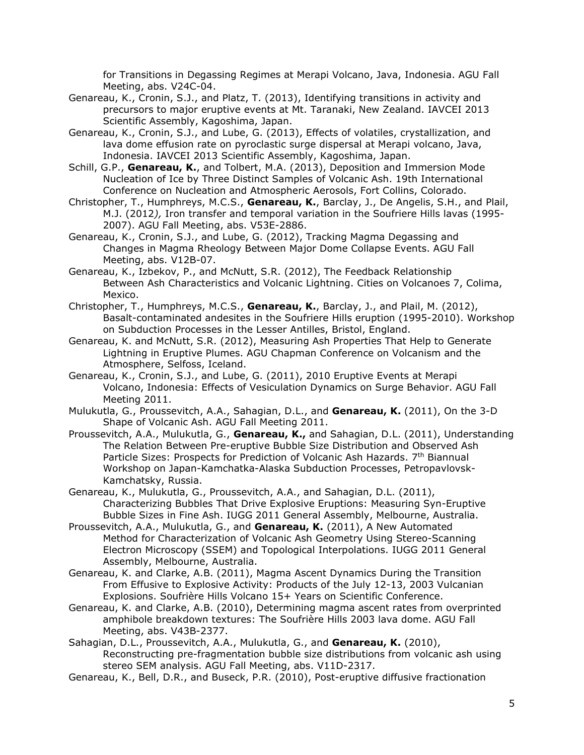for Transitions in Degassing Regimes at Merapi Volcano, Java, Indonesia. AGU Fall Meeting, abs. V24C-04.

Genareau, K., Cronin, S.J., and Platz, T. (2013), Identifying transitions in activity and precursors to major eruptive events at Mt. Taranaki, New Zealand. IAVCEI 2013 Scientific Assembly, Kagoshima, Japan.

Genareau, K., Cronin, S.J., and Lube, G. (2013), Effects of volatiles, crystallization, and lava dome effusion rate on pyroclastic surge dispersal at Merapi volcano, Java, Indonesia. IAVCEI 2013 Scientific Assembly, Kagoshima, Japan.

Schill, G.P., **Genareau, K.**, and Tolbert, M.A. (2013), Deposition and Immersion Mode Nucleation of Ice by Three Distinct Samples of Volcanic Ash. 19th International Conference on Nucleation and Atmospheric Aerosols, Fort Collins, Colorado.

Christopher, T., Humphreys, M.C.S., **Genareau, K.**, Barclay, J., De Angelis, S.H., and Plail, M.J. (2012*),* Iron transfer and temporal variation in the Soufriere Hills lavas (1995-2007). AGU Fall Meeting, abs. V53E-2886.

Genareau, K., Cronin, S.J., and Lube, G. (2012), Tracking Magma Degassing and Changes in Magma Rheology Between Major Dome Collapse Events. AGU Fall Meeting, abs. V12B-07.

Genareau, K., Izbekov, P., and McNutt, S.R. (2012), The Feedback Relationship Between Ash Characteristics and Volcanic Lightning. Cities on Volcanoes 7, Colima, Mexico.

Christopher, T., Humphreys, M.C.S., **Genareau, K.**, Barclay, J., and Plail, M. (2012), Basalt-contaminated andesites in the Soufriere Hills eruption (1995-2010). Workshop on Subduction Processes in the Lesser Antilles, Bristol, England.

Genareau, K. and McNutt, S.R. (2012), Measuring Ash Properties That Help to Generate Lightning in Eruptive Plumes. AGU Chapman Conference on Volcanism and the Atmosphere, Selfoss, Iceland.

Genareau, K., Cronin, S.J., and Lube, G. (2011), 2010 Eruptive Events at Merapi Volcano, Indonesia: Effects of Vesiculation Dynamics on Surge Behavior. AGU Fall Meeting 2011.

Mulukutla, G., Proussevitch, A.A., Sahagian, D.L., and **Genareau, K.** (2011), On the 3-D Shape of Volcanic Ash. AGU Fall Meeting 2011.

Proussevitch, A.A., Mulukutla, G., **Genareau, K.,** and Sahagian, D.L. (2011), Understanding The Relation Between Pre-eruptive Bubble Size Distribution and Observed Ash Particle Sizes: Prospects for Prediction of Volcanic Ash Hazards. 7th Biannual Workshop on Japan-Kamchatka-Alaska Subduction Processes, Petropavlovsk-Kamchatsky, Russia.

Genareau, K., Mulukutla, G., Proussevitch, A.A., and Sahagian, D.L. (2011), Characterizing Bubbles That Drive Explosive Eruptions: Measuring Syn-Eruptive Bubble Sizes in Fine Ash. IUGG 2011 General Assembly, Melbourne, Australia.

Proussevitch, A.A., Mulukutla, G., and **Genareau, K.** (2011), A New Automated Method for Characterization of Volcanic Ash Geometry Using Stereo-Scanning Electron Microscopy (SSEM) and Topological Interpolations. IUGG 2011 General Assembly, Melbourne, Australia.

Genareau, K. and Clarke, A.B. (2011), Magma Ascent Dynamics During the Transition From Effusive to Explosive Activity: Products of the July 12-13, 2003 Vulcanian Explosions. Soufrière Hills Volcano 15+ Years on Scientific Conference.

Genareau, K. and Clarke, A.B. (2010), Determining magma ascent rates from overprinted amphibole breakdown textures: The Soufrière Hills 2003 lava dome. AGU Fall Meeting, abs. V43B-2377.

Sahagian, D.L., Proussevitch, A.A., Mulukutla, G., and **Genareau, K.** (2010), Reconstructing pre-fragmentation bubble size distributions from volcanic ash using stereo SEM analysis. AGU Fall Meeting, abs. V11D-2317.

Genareau, K., Bell, D.R., and Buseck, P.R. (2010), Post-eruptive diffusive fractionation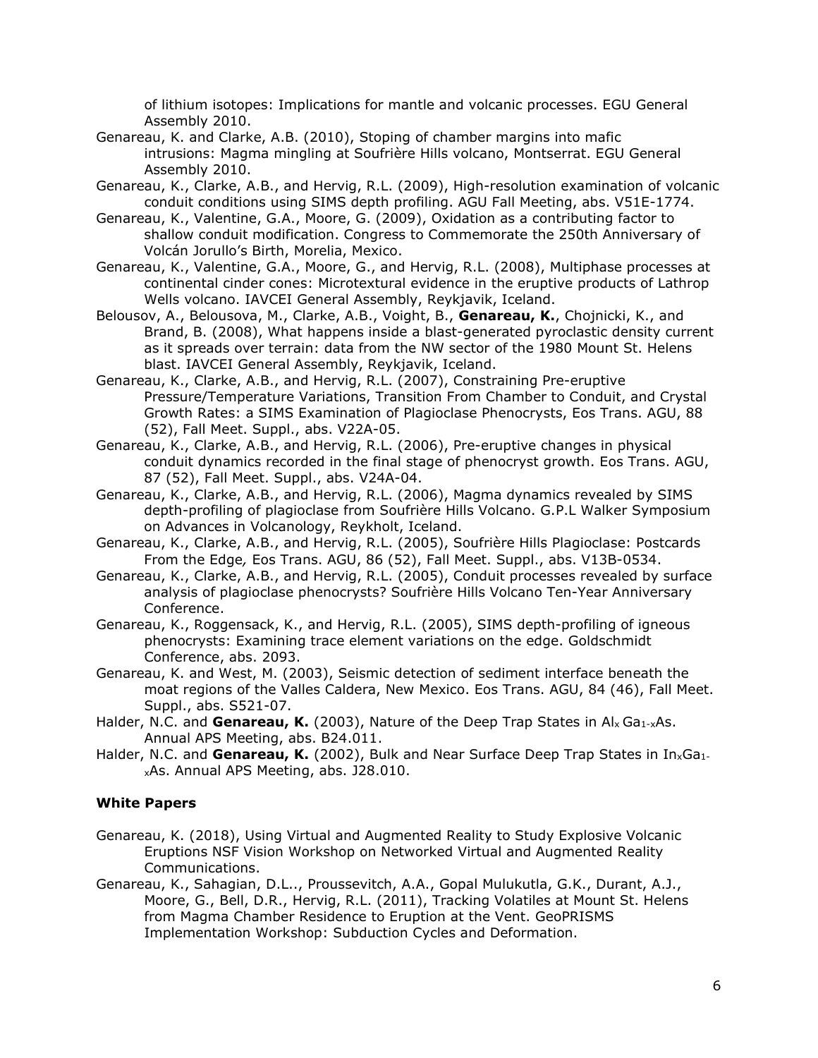of lithium isotopes: Implications for mantle and volcanic processes. EGU General Assembly 2010.

Genareau, K. and Clarke, A.B. (2010), Stoping of chamber margins into mafic intrusions: Magma mingling at Soufrière Hills volcano, Montserrat. EGU General Assembly 2010.

Genareau, K., Clarke, A.B., and Hervig, R.L. (2009), High-resolution examination of volcanic conduit conditions using SIMS depth profiling. AGU Fall Meeting, abs. V51E-1774.

Genareau, K., Valentine, G.A., Moore, G. (2009), Oxidation as a contributing factor to shallow conduit modification. Congress to Commemorate the 250th Anniversary of Volcán Jorullo's Birth, Morelia, Mexico.

Genareau, K., Valentine, G.A., Moore, G., and Hervig, R.L. (2008), Multiphase processes at continental cinder cones: Microtextural evidence in the eruptive products of Lathrop Wells volcano. IAVCEI General Assembly, Reykjavik, Iceland.

Belousov, A., Belousova, M., Clarke, A.B., Voight, B., **Genareau, K.**, Chojnicki, K., and Brand, B. (2008), What happens inside a blast-generated pyroclastic density current as it spreads over terrain: data from the NW sector of the 1980 Mount St. Helens blast. IAVCEI General Assembly, Reykjavik, Iceland.

Genareau, K., Clarke, A.B., and Hervig, R.L. (2007), Constraining Pre-eruptive Pressure/Temperature Variations, Transition From Chamber to Conduit, and Crystal Growth Rates: a SIMS Examination of Plagioclase Phenocrysts, Eos Trans. AGU, 88 (52), Fall Meet. Suppl., abs. V22A-05.

Genareau, K., Clarke, A.B., and Hervig, R.L. (2006), Pre-eruptive changes in physical conduit dynamics recorded in the final stage of phenocryst growth. Eos Trans. AGU, 87 (52), Fall Meet. Suppl., abs. V24A-04.

Genareau, K., Clarke, A.B., and Hervig, R.L. (2006), Magma dynamics revealed by SIMS depth-profiling of plagioclase from Soufrière Hills Volcano. G.P.L Walker Symposium on Advances in Volcanology, Reykholt, Iceland.

Genareau, K., Clarke, A.B., and Hervig, R.L. (2005), Soufrière Hills Plagioclase: Postcards From the Edge*,* Eos Trans. AGU, 86 (52), Fall Meet. Suppl., abs. V13B-0534.

Genareau, K., Clarke, A.B., and Hervig, R.L. (2005), Conduit processes revealed by surface analysis of plagioclase phenocrysts? Soufrière Hills Volcano Ten-Year Anniversary Conference.

Genareau, K., Roggensack, K., and Hervig, R.L. (2005), SIMS depth-profiling of igneous phenocrysts: Examining trace element variations on the edge. Goldschmidt Conference, abs. 2093.

Genareau, K. and West, M. (2003), Seismic detection of sediment interface beneath the moat regions of the Valles Caldera, New Mexico. Eos Trans. AGU, 84 (46), Fall Meet. Suppl., abs. S521-07.

Halder, N.C. and **Genareau, K.** (2003), Nature of the Deep Trap States in $Al_x Ga_{1-x}As$. Annual APS Meeting, abs. B24.011.

Halder, N.C. and **Genareau, K.** (2002), Bulk and Near Surface Deep Trap States in $In_xGa_{1-x}As$. Annual APS Meeting, abs. J28.010.

### White Papers

Genareau, K. (2018), Using Virtual and Augmented Reality to Study Explosive Volcanic Eruptions NSF Vision Workshop on Networked Virtual and Augmented Reality Communications.

Genareau, K., Sahagian, D.L.., Proussevitch, A.A., Gopal Mulukutla, G.K., Durant, A.J., Moore, G., Bell, D.R., Hervig, R.L. (2011), Tracking Volatiles at Mount St. Helens from Magma Chamber Residence to Eruption at the Vent. GeoPRISMS Implementation Workshop: Subduction Cycles and Deformation.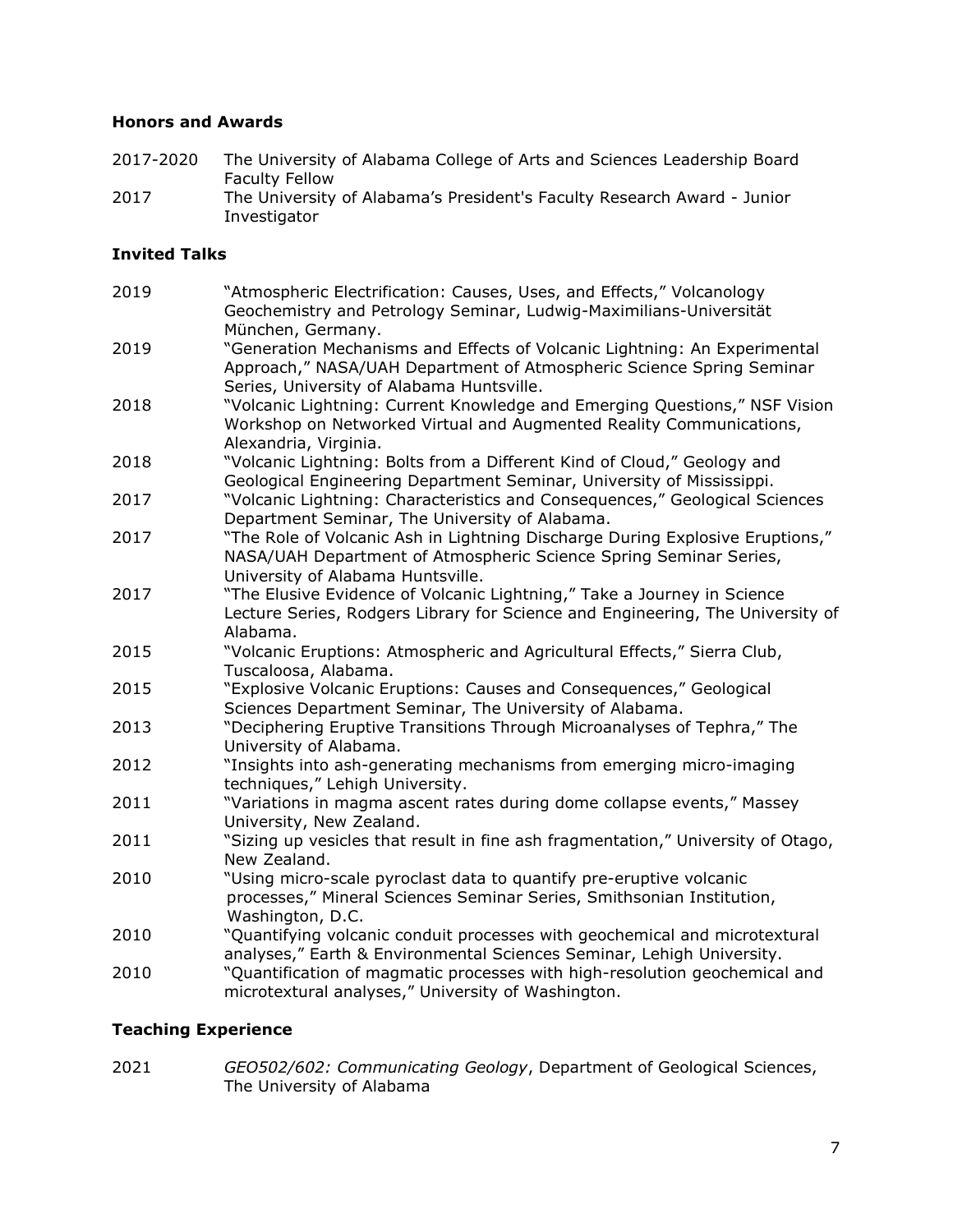## Honors and Awards

2017-2020 The University of Alabama College of Arts and Sciences Leadership Board Faculty Fellow

2017 The University of Alabama's President's Faculty Research Award - Junior Investigator

## Invited Talks

2019 "Atmospheric Electrification: Causes, Uses, and Effects," Volcanology Geochemistry and Petrology Seminar, Ludwig-Maximilians-Universität München, Germany.

2019 "Generation Mechanisms and Effects of Volcanic Lightning: An Experimental Approach," NASA/UAH Department of Atmospheric Science Spring Seminar Series, University of Alabama Huntsville.

2018 "Volcanic Lightning: Current Knowledge and Emerging Questions," NSF Vision Workshop on Networked Virtual and Augmented Reality Communications, Alexandria, Virginia.

2018 "Volcanic Lightning: Bolts from a Different Kind of Cloud," Geology and Geological Engineering Department Seminar, University of Mississippi.

2017 "Volcanic Lightning: Characteristics and Consequences," Geological Sciences Department Seminar, The University of Alabama.

2017 "The Role of Volcanic Ash in Lightning Discharge During Explosive Eruptions," NASA/UAH Department of Atmospheric Science Spring Seminar Series, University of Alabama Huntsville.

2017 "The Elusive Evidence of Volcanic Lightning," Take a Journey in Science Lecture Series, Rodgers Library for Science and Engineering, The University of Alabama.

2015 "Volcanic Eruptions: Atmospheric and Agricultural Effects," Sierra Club, Tuscaloosa, Alabama.

2015 "Explosive Volcanic Eruptions: Causes and Consequences," Geological Sciences Department Seminar, The University of Alabama.

2013 "Deciphering Eruptive Transitions Through Microanalyses of Tephra," The University of Alabama.

2012 "Insights into ash-generating mechanisms from emerging micro-imaging techniques," Lehigh University.

2011 "Variations in magma ascent rates during dome collapse events," Massey University, New Zealand.

2011 "Sizing up vesicles that result in fine ash fragmentation," University of Otago, New Zealand.

2010 "Using micro-scale pyroclast data to quantify pre-eruptive volcanic processes," Mineral Sciences Seminar Series, Smithsonian Institution, Washington, D.C.

2010 "Quantifying volcanic conduit processes with geochemical and microtextural analyses," Earth & Environmental Sciences Seminar, Lehigh University.

2010 "Quantification of magmatic processes with high-resolution geochemical and microtextural analyses," University of Washington.

## Teaching Experience

2021 *GEO502/602: Communicating Geology*, Department of Geological Sciences, The University of Alabama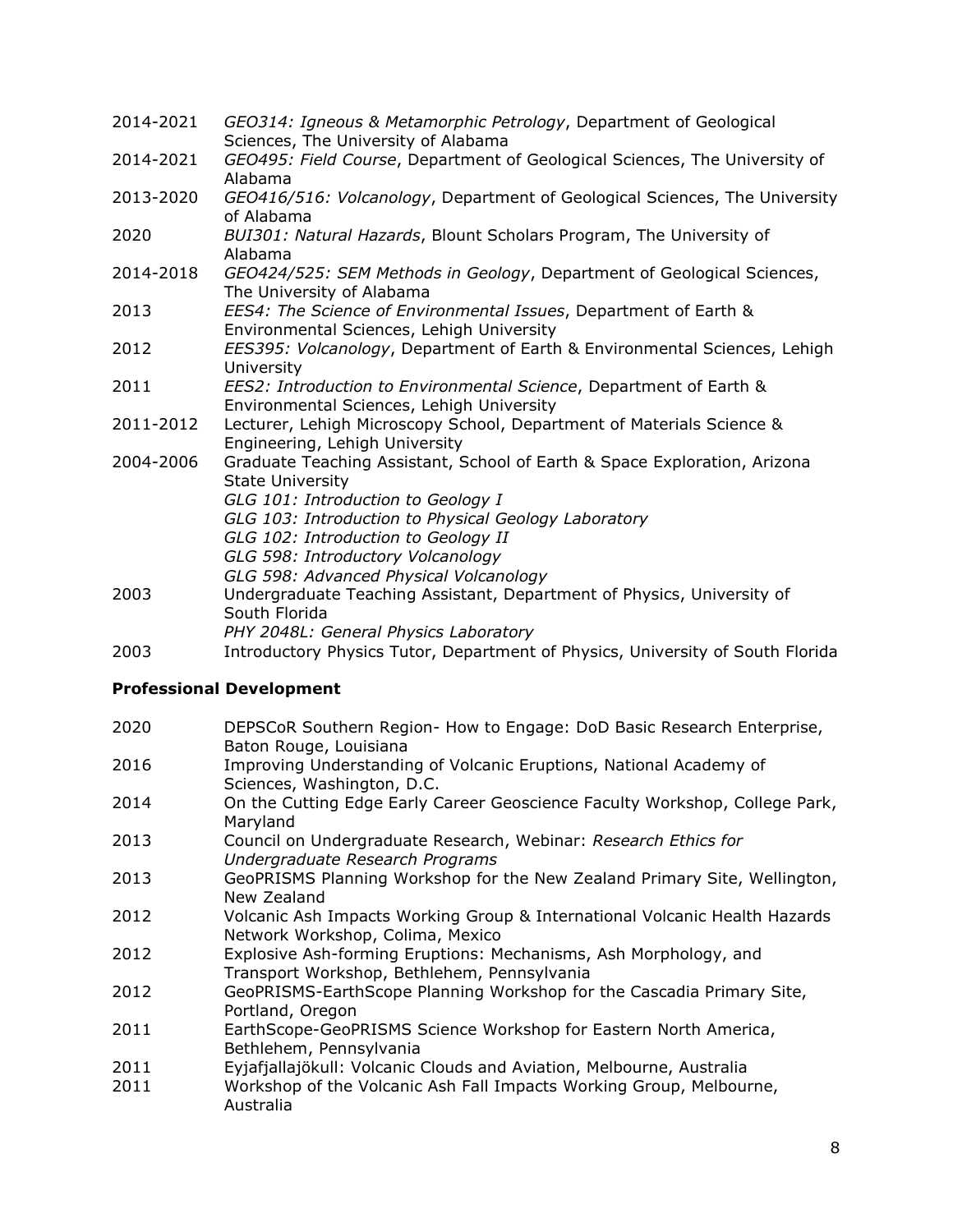2014-2021 *GEO314: Igneous & Metamorphic Petrology*, Department of Geological Sciences, The University of Alabama

2014-2021 *GEO495: Field Course*, Department of Geological Sciences, The University of Alabama

2013-2020 *GEO416/516: Volcanology*, Department of Geological Sciences, The University of Alabama

2020 *BUI301: Natural Hazards*, Blount Scholars Program, The University of Alabama

2014-2018 *GEO424/525: SEM Methods in Geology*, Department of Geological Sciences, The University of Alabama

2013 *EES4: The Science of Environmental Issues*, Department of Earth & Environmental Sciences, Lehigh University

2012 *EES395: Volcanology*, Department of Earth & Environmental Sciences, Lehigh University

2011 *EES2: Introduction to Environmental Science*, Department of Earth & Environmental Sciences, Lehigh University

2011-2012 Lecturer, Lehigh Microscopy School, Department of Materials Science & Engineering, Lehigh University

2004-2006 Graduate Teaching Assistant, School of Earth & Space Exploration, Arizona State University
*GLG 101: Introduction to Geology I*
*GLG 103: Introduction to Physical Geology Laboratory*
*GLG 102: Introduction to Geology II*
*GLG 598: Introductory Volcanology*
*GLG 598: Advanced Physical Volcanology*

2003 Undergraduate Teaching Assistant, Department of Physics, University of South Florida
*PHY 2048L: General Physics Laboratory*

2003 Introductory Physics Tutor, Department of Physics, University of South Florida

## Professional Development

2020 DEPSCoR Southern Region- How to Engage: DoD Basic Research Enterprise, Baton Rouge, Louisiana

2016 Improving Understanding of Volcanic Eruptions, National Academy of Sciences, Washington, D.C.

2014 On the Cutting Edge Early Career Geoscience Faculty Workshop, College Park, Maryland

2013 Council on Undergraduate Research, Webinar: *Research Ethics for Undergraduate Research Programs*

2013 GeoPRISMS Planning Workshop for the New Zealand Primary Site, Wellington, New Zealand

2012 Volcanic Ash Impacts Working Group & International Volcanic Health Hazards Network Workshop, Colima, Mexico

2012 Explosive Ash-forming Eruptions: Mechanisms, Ash Morphology, and Transport Workshop, Bethlehem, Pennsylvania

2012 GeoPRISMS-EarthScope Planning Workshop for the Cascadia Primary Site, Portland, Oregon

2011 EarthScope-GeoPRISMS Science Workshop for Eastern North America, Bethlehem, Pennsylvania

2011 Eyjafjallajökull: Volcanic Clouds and Aviation, Melbourne, Australia

2011 Workshop of the Volcanic Ash Fall Impacts Working Group, Melbourne, Australia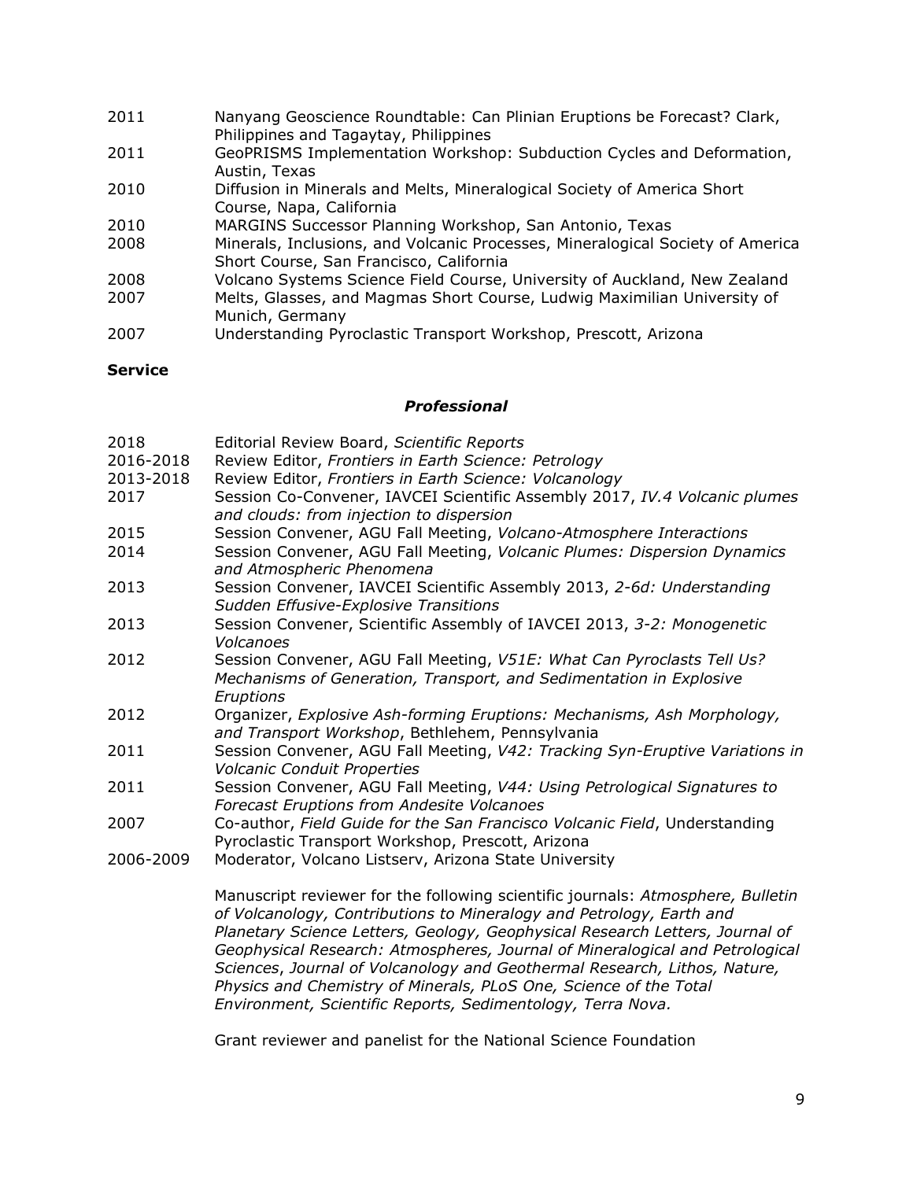| | |
|---|---|
| 2011 | Nanyang Geoscience Roundtable: Can Plinian Eruptions be Forecast? Clark, Philippines and Tagaytay, Philippines |
| 2011 | GeoPRISMS Implementation Workshop: Subduction Cycles and Deformation, Austin, Texas |
| 2010 | Diffusion in Minerals and Melts, Mineralogical Society of America Short Course, Napa, California |
| 2010 | MARGINS Successor Planning Workshop, San Antonio, Texas |
| 2008 | Minerals, Inclusions, and Volcanic Processes, Mineralogical Society of America Short Course, San Francisco, California |
| 2008 | Volcano Systems Science Field Course, University of Auckland, New Zealand |
| 2007 | Melts, Glasses, and Magmas Short Course, Ludwig Maximilian University of Munich, Germany |
| 2007 | Understanding Pyroclastic Transport Workshop, Prescott, Arizona |

**Service**

***Professional***

| | |
|---|---|
| 2018 | Editorial Review Board, *Scientific Reports* |
| 2016-2018 | Review Editor, *Frontiers in Earth Science: Petrology* |
| 2013-2018 | Review Editor, *Frontiers in Earth Science: Volcanology* |
| 2017 | Session Co-Convener, IAVCEI Scientific Assembly 2017, *IV.4 Volcanic plumes and clouds: from injection to dispersion* |
| 2015 | Session Convener, AGU Fall Meeting, *Volcano-Atmosphere Interactions* |
| 2014 | Session Convener, AGU Fall Meeting, *Volcanic Plumes: Dispersion Dynamics and Atmospheric Phenomena* |
| 2013 | Session Convener, IAVCEI Scientific Assembly 2013, *2-6d: Understanding Sudden Effusive-Explosive Transitions* |
| 2013 | Session Convener, Scientific Assembly of IAVCEI 2013, *3-2: Monogenetic Volcanoes* |
| 2012 | Session Convener, AGU Fall Meeting, *V51E: What Can Pyroclasts Tell Us? Mechanisms of Generation, Transport, and Sedimentation in Explosive Eruptions* |
| 2012 | Organizer, *Explosive Ash-forming Eruptions: Mechanisms, Ash Morphology, and Transport Workshop*, Bethlehem, Pennsylvania |
| 2011 | Session Convener, AGU Fall Meeting, *V42: Tracking Syn-Eruptive Variations in Volcanic Conduit Properties* |
| 2011 | Session Convener, AGU Fall Meeting, *V44: Using Petrological Signatures to Forecast Eruptions from Andesite Volcanoes* |
| 2007 | Co-author, *Field Guide for the San Francisco Volcanic Field*, Understanding Pyroclastic Transport Workshop, Prescott, Arizona |
| 2006-2009 | Moderator, Volcano Listserv, Arizona State University |

Manuscript reviewer for the following scientific journals: *Atmosphere, Bulletin of Volcanology, Contributions to Mineralogy and Petrology, Earth and Planetary Science Letters, Geology, Geophysical Research Letters, Journal of Geophysical Research: Atmospheres, Journal of Mineralogical and Petrological Sciences*, *Journal of Volcanology and Geothermal Research, Lithos, Nature, Physics and Chemistry of Minerals, PLoS One, Science of the Total Environment, Scientific Reports, Sedimentology, Terra Nova.*

Grant reviewer and panelist for the National Science Foundation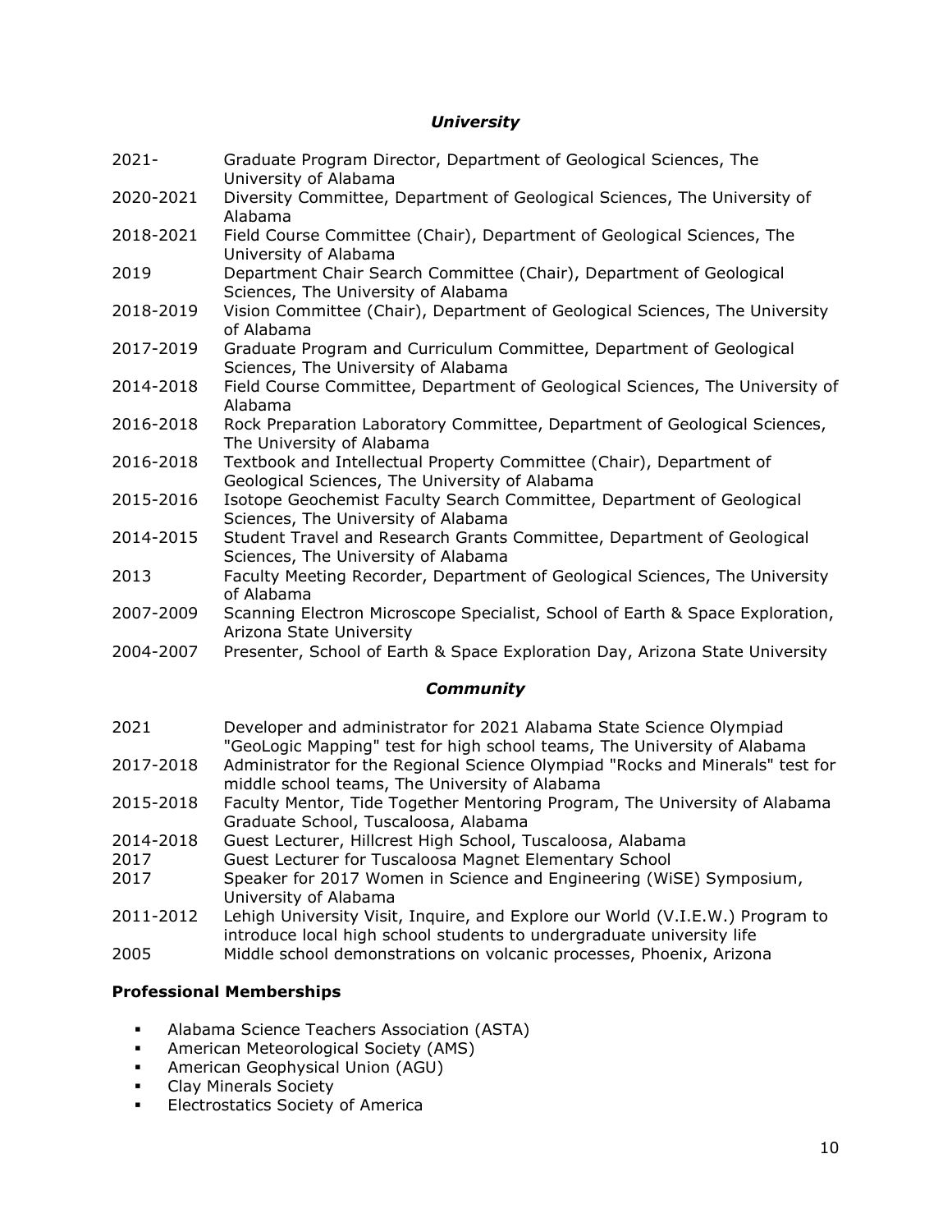### *University*

| | |
|---|---|
| 2021- | Graduate Program Director, Department of Geological Sciences, The University of Alabama |
| 2020-2021 | Diversity Committee, Department of Geological Sciences, The University of Alabama |
| 2018-2021 | Field Course Committee (Chair), Department of Geological Sciences, The University of Alabama |
| 2019 | Department Chair Search Committee (Chair), Department of Geological Sciences, The University of Alabama |
| 2018-2019 | Vision Committee (Chair), Department of Geological Sciences, The University of Alabama |
| 2017-2019 | Graduate Program and Curriculum Committee, Department of Geological Sciences, The University of Alabama |
| 2014-2018 | Field Course Committee, Department of Geological Sciences, The University of Alabama |
| 2016-2018 | Rock Preparation Laboratory Committee, Department of Geological Sciences, The University of Alabama |
| 2016-2018 | Textbook and Intellectual Property Committee (Chair), Department of Geological Sciences, The University of Alabama |
| 2015-2016 | Isotope Geochemist Faculty Search Committee, Department of Geological Sciences, The University of Alabama |
| 2014-2015 | Student Travel and Research Grants Committee, Department of Geological Sciences, The University of Alabama |
| 2013 | Faculty Meeting Recorder, Department of Geological Sciences, The University of Alabama |
| 2007-2009 | Scanning Electron Microscope Specialist, School of Earth & Space Exploration, Arizona State University |
| 2004-2007 | Presenter, School of Earth & Space Exploration Day, Arizona State University |

### *Community*

| | |
|---|---|
| 2021 | Developer and administrator for 2021 Alabama State Science Olympiad "GeoLogic Mapping" test for high school teams, The University of Alabama |
| 2017-2018 | Administrator for the Regional Science Olympiad "Rocks and Minerals" test for middle school teams, The University of Alabama |
| 2015-2018 | Faculty Mentor, Tide Together Mentoring Program, The University of Alabama Graduate School, Tuscaloosa, Alabama |
| 2014-2018 | Guest Lecturer, Hillcrest High School, Tuscaloosa, Alabama |
| 2017 | Guest Lecturer for Tuscaloosa Magnet Elementary School |
| 2017 | Speaker for 2017 Women in Science and Engineering (WiSE) Symposium, University of Alabama |
| 2011-2012 | Lehigh University Visit, Inquire, and Explore our World (V.I.E.W.) Program to introduce local high school students to undergraduate university life |
| 2005 | Middle school demonstrations on volcanic processes, Phoenix, Arizona |

## Professional Memberships

- Alabama Science Teachers Association (ASTA)
- American Meteorological Society (AMS)
- American Geophysical Union (AGU)
- Clay Minerals Society
- Electrostatics Society of America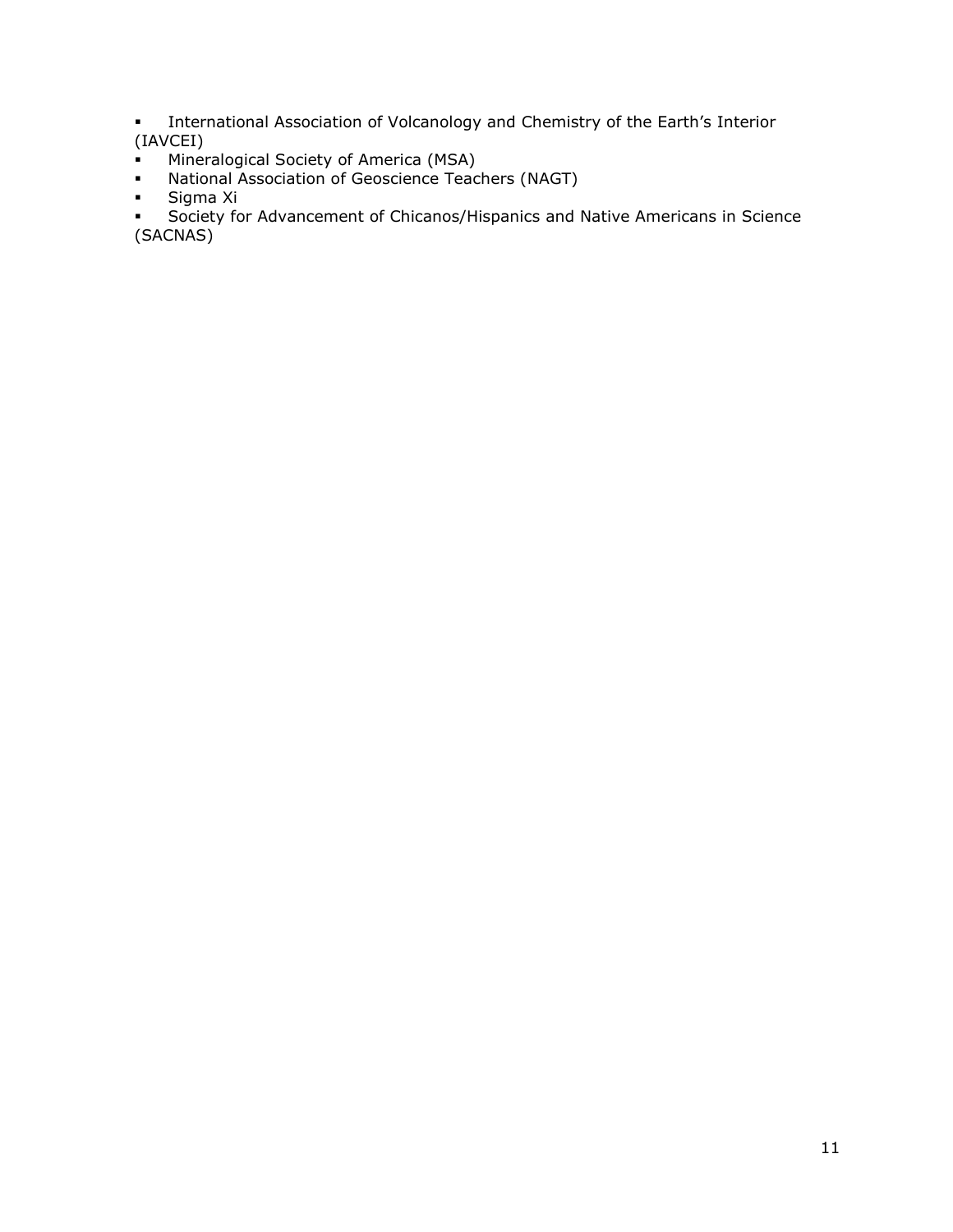- International Association of Volcanology and Chemistry of the Earth's Interior (IAVCEI)
- Mineralogical Society of America (MSA)
- National Association of Geoscience Teachers (NAGT)
- Sigma Xi
- Society for Advancement of Chicanos/Hispanics and Native Americans in Science (SACNAS)